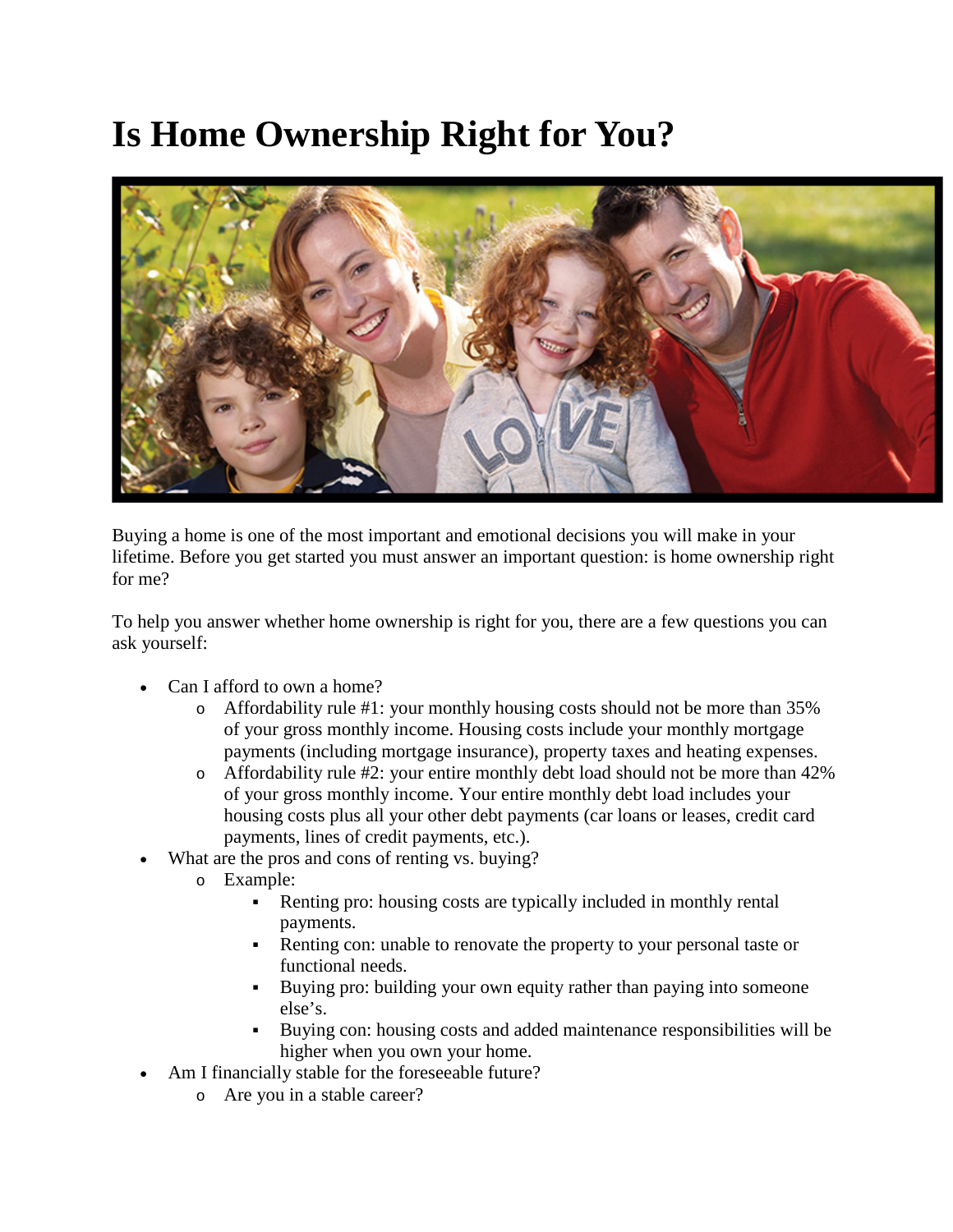# Is Home Ownership Right for You?

Buying a home is one of the most important and emotional decisions you will make in your lifetime. Before you get started you must answer an important question: is home ownership right for me?

To help you answer whether home ownership is right for you, there are a few questions you can ask yourself:

- Can I afford to own a home?
  - Affordability rule #1: your monthly housing costs should not be more than 35% of your gross monthly income. Housing costs include your monthly mortgage payments (including mortgage insurance), property taxes and heating expenses.
  - Affordability rule #2: your entire monthly debt load should not be more than 42% of your gross monthly income. Your entire monthly debt load includes your housing costs plus all your other debt payments (car loans or leases, credit card payments, lines of credit payments, etc.).
- What are the pros and cons of renting vs. buying?
  - Example:
    - Renting pro: housing costs are typically included in monthly rental payments.
    - Renting con: unable to renovate the property to your personal taste or functional needs.
    - Buying pro: building your own equity rather than paying into someone else's.
    - Buying con: housing costs and added maintenance responsibilities will be higher when you own your home.
- Am I financially stable for the foreseeable future?
  - Are you in a stable career?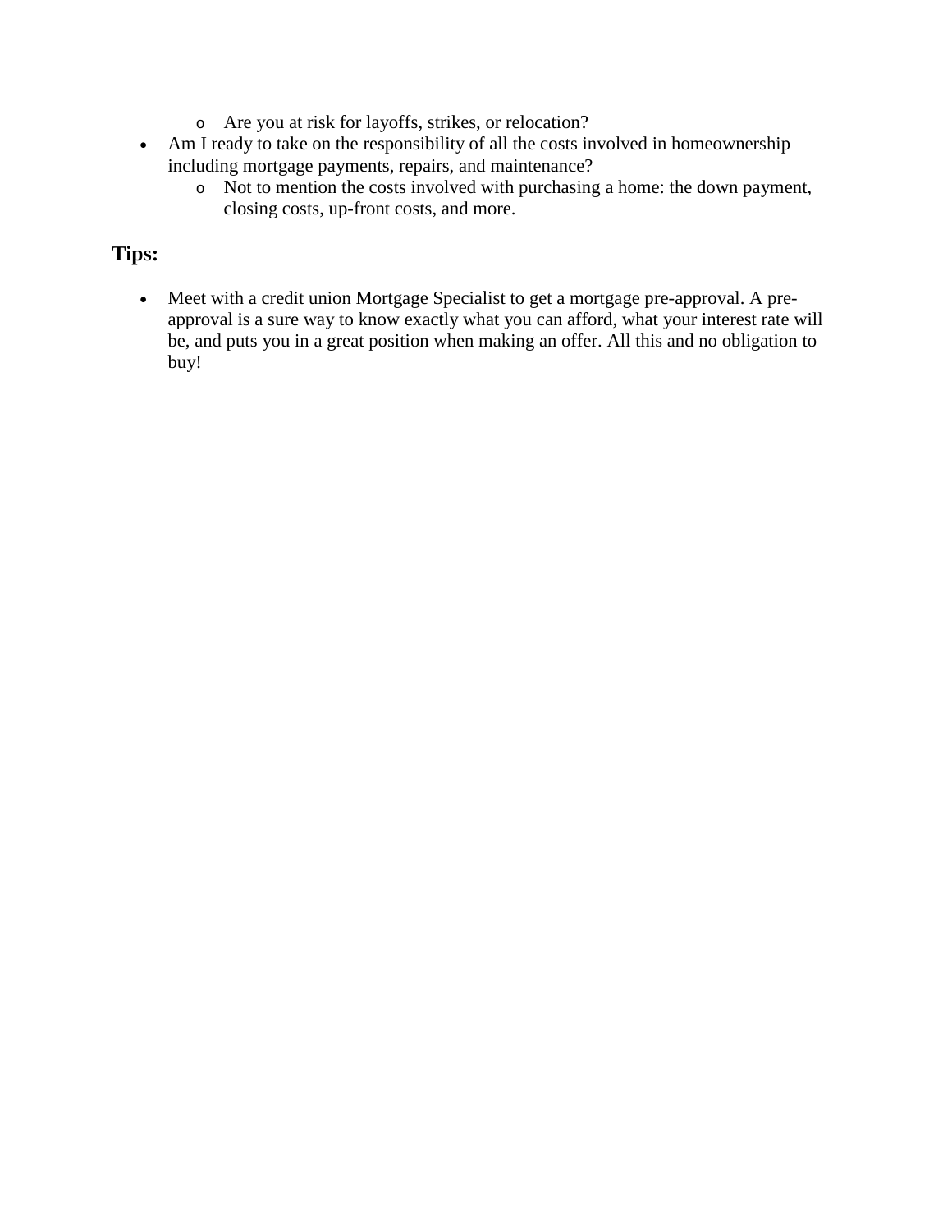- Are you at risk for layoffs, strikes, or relocation?
- Am I ready to take on the responsibility of all the costs involved in homeownership including mortgage payments, repairs, and maintenance?
  - Not to mention the costs involved with purchasing a home: the down payment, closing costs, up-front costs, and more.

## Tips:

- Meet with a credit union Mortgage Specialist to get a mortgage pre-approval. A pre-approval is a sure way to know exactly what you can afford, what your interest rate will be, and puts you in a great position when making an offer. All this and no obligation to buy!